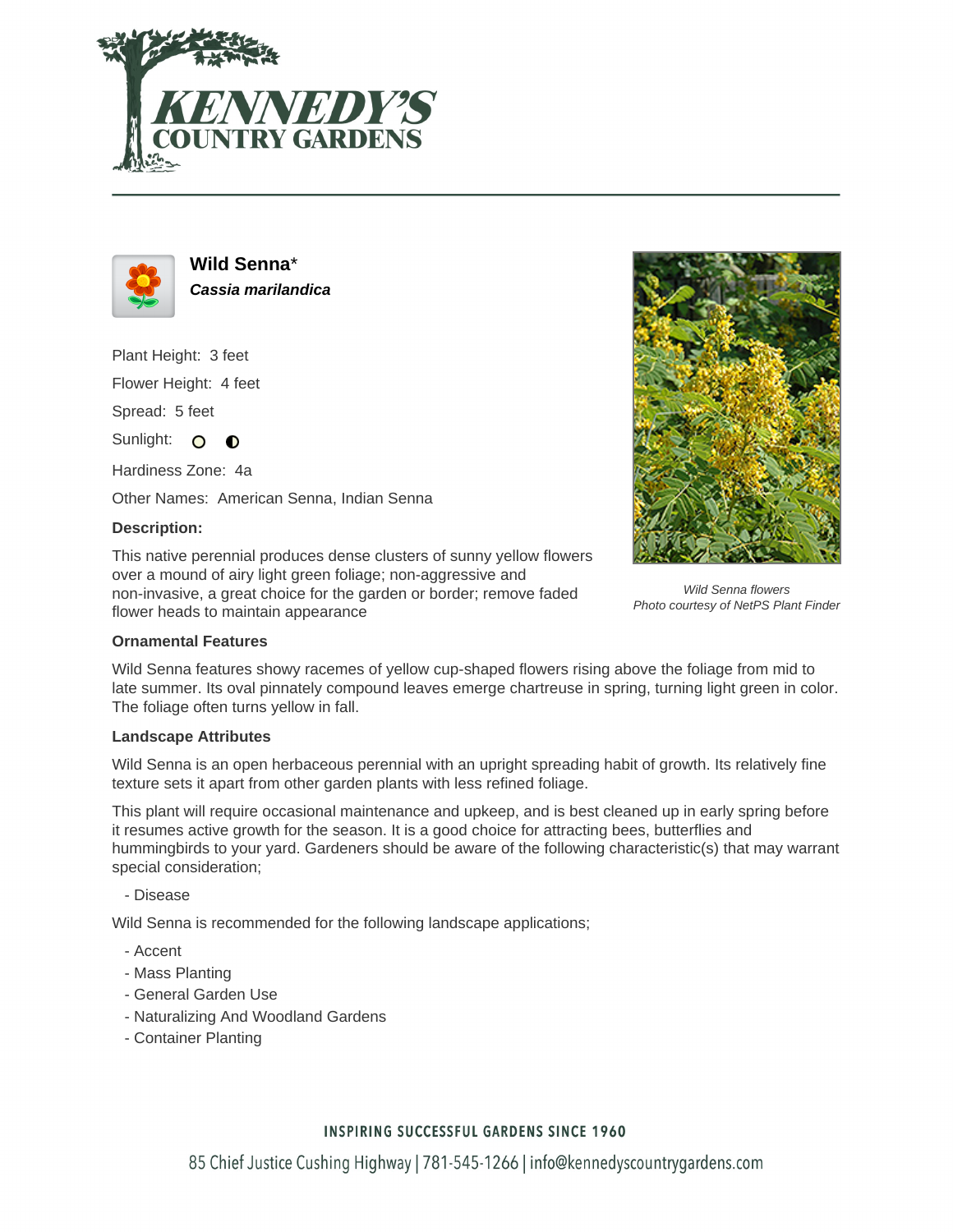# Wild Senna*

***Cassia marilandica***

Plant Height: 3 feet

Flower Height: 4 feet

Spread: 5 feet

Sunlight:

Hardiness Zone: 4a

Other Names: American Senna, Indian Senna

**Description:**

This native perennial produces dense clusters of sunny yellow flowers over a mound of airy light green foliage; non-aggressive and non-invasive, a great choice for the garden or border; remove faded flower heads to maintain appearance

*Wild Senna flowers*
*Photo courtesy of NetPS Plant Finder*

**Ornamental Features**

Wild Senna features showy racemes of yellow cup-shaped flowers rising above the foliage from mid to late summer. Its oval pinnately compound leaves emerge chartreuse in spring, turning light green in color. The foliage often turns yellow in fall.

**Landscape Attributes**

Wild Senna is an open herbaceous perennial with an upright spreading habit of growth. Its relatively fine texture sets it apart from other garden plants with less refined foliage.

This plant will require occasional maintenance and upkeep, and is best cleaned up in early spring before it resumes active growth for the season. It is a good choice for attracting bees, butterflies and hummingbirds to your yard. Gardeners should be aware of the following characteristic(s) that may warrant special consideration;

- Disease

Wild Senna is recommended for the following landscape applications;

- Accent
- Mass Planting
- General Garden Use
- Naturalizing And Woodland Gardens
- Container Planting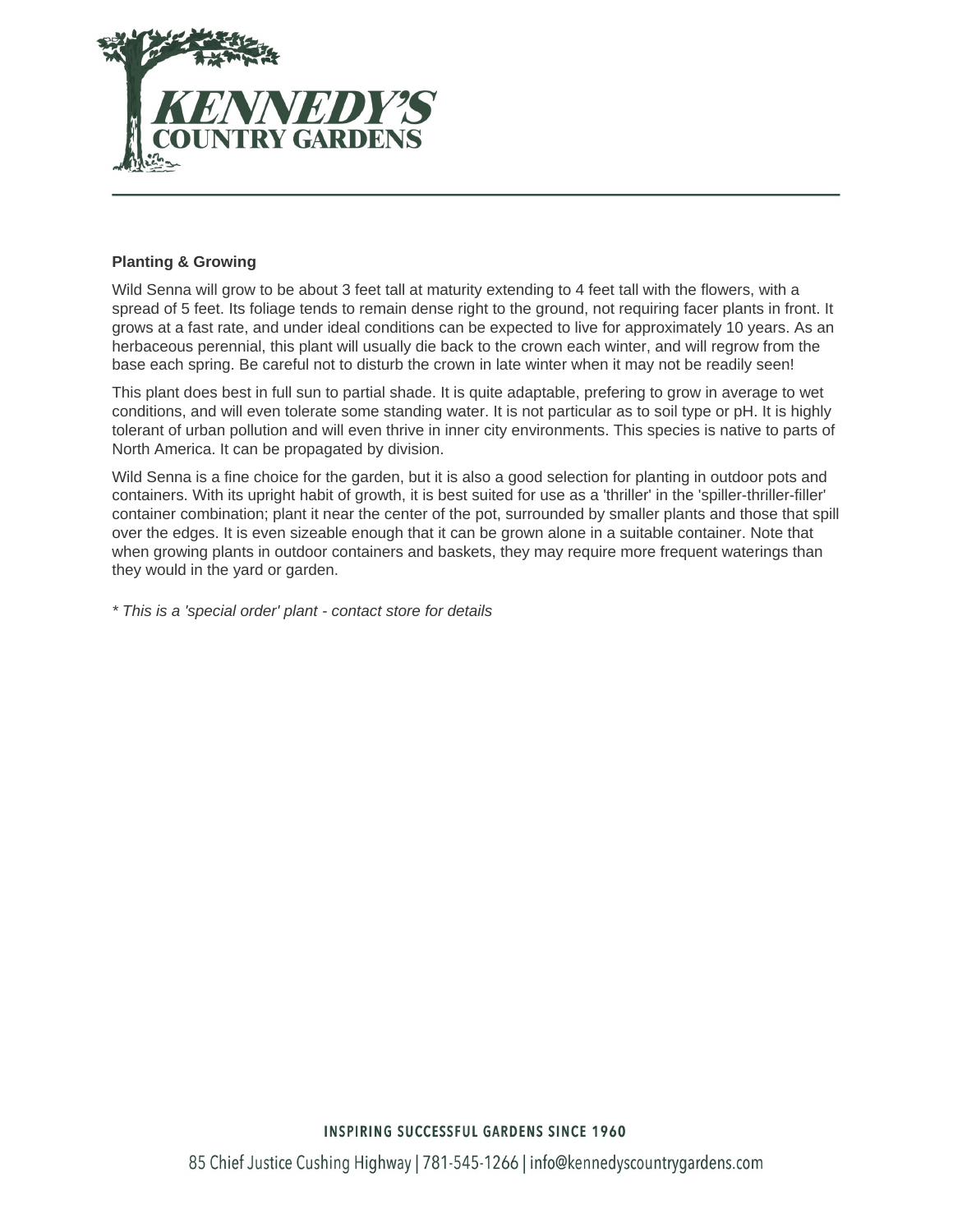**Planting & Growing**

Wild Senna will grow to be about 3 feet tall at maturity extending to 4 feet tall with the flowers, with a spread of 5 feet. Its foliage tends to remain dense right to the ground, not requiring facer plants in front. It grows at a fast rate, and under ideal conditions can be expected to live for approximately 10 years. As an herbaceous perennial, this plant will usually die back to the crown each winter, and will regrow from the base each spring. Be careful not to disturb the crown in late winter when it may not be readily seen!

This plant does best in full sun to partial shade. It is quite adaptable, prefering to grow in average to wet conditions, and will even tolerate some standing water. It is not particular as to soil type or pH. It is highly tolerant of urban pollution and will even thrive in inner city environments. This species is native to parts of North America. It can be propagated by division.

Wild Senna is a fine choice for the garden, but it is also a good selection for planting in outdoor pots and containers. With its upright habit of growth, it is best suited for use as a 'thriller' in the 'spiller-thriller-filler' container combination; plant it near the center of the pot, surrounded by smaller plants and those that spill over the edges. It is even sizeable enough that it can be grown alone in a suitable container. Note that when growing plants in outdoor containers and baskets, they may require more frequent waterings than they would in the yard or garden.

*\* This is a 'special order' plant - contact store for details*